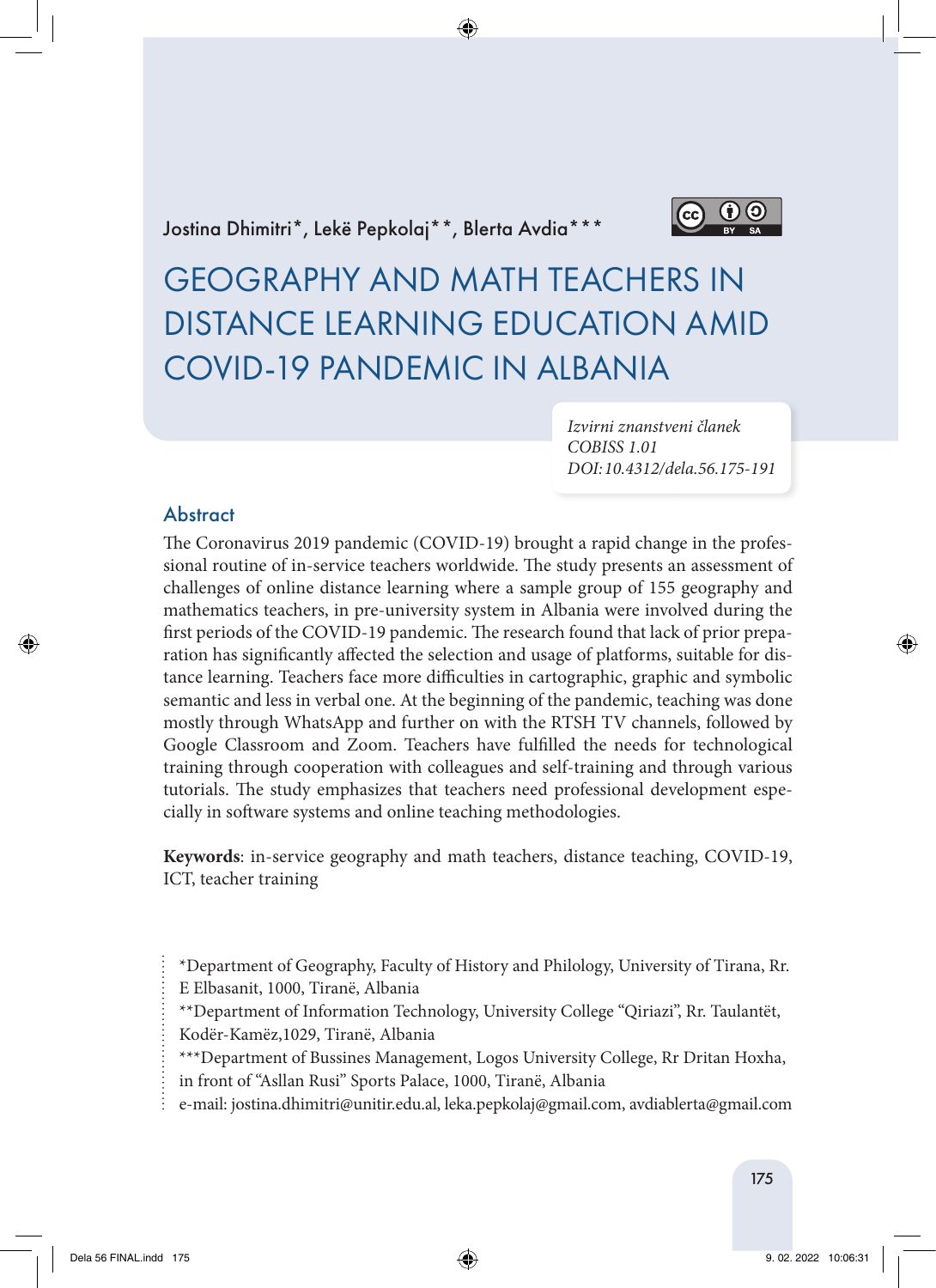Jostina Dhimitri*, Lekë Pepkolaj**, Blerta Avdia***

# GEOGRAPHY AND MATH TEACHERS IN DISTANCE LEARNING EDUCATION AMID COVID-19 PANDEMIC IN ALBANIA

*Izvirni znanstveni članek*
*COBISS 1.01*
*DOI:10.4312/dela.56.175-191*

## Abstract

The Coronavirus 2019 pandemic (COVID-19) brought a rapid change in the professional routine of in-service teachers worldwide. The study presents an assessment of challenges of online distance learning where a sample group of 155 geography and mathematics teachers, in pre-university system in Albania were involved during the first periods of the COVID-19 pandemic. The research found that lack of prior preparation has significantly affected the selection and usage of platforms, suitable for distance learning. Teachers face more difficulties in cartographic, graphic and symbolic semantic and less in verbal one. At the beginning of the pandemic, teaching was done mostly through WhatsApp and further on with the RTSH TV channels, followed by Google Classroom and Zoom. Teachers have fulfilled the needs for technological training through cooperation with colleagues and self-training and through various tutorials. The study emphasizes that teachers need professional development especially in software systems and online teaching methodologies.

**Keywords**: in-service geography and math teachers, distance teaching, COVID-19, ICT, teacher training

*Department of Geography, Faculty of History and Philology, University of Tirana, Rr. E Elbasanit, 1000, Tiranë, Albania
**Department of Information Technology, University College "Qiriazi", Rr. Taulantët, Kodër-Kamëz,1029, Tiranë, Albania
***Department of Bussines Management, Logos University College, Rr Dritan Hoxha, in front of "Asllan Rusi" Sports Palace, 1000, Tiranë, Albania
e-mail: jostina.dhimitri@unitir.edu.al, leka.pepkolaj@gmail.com, avdiablerta@gmail.com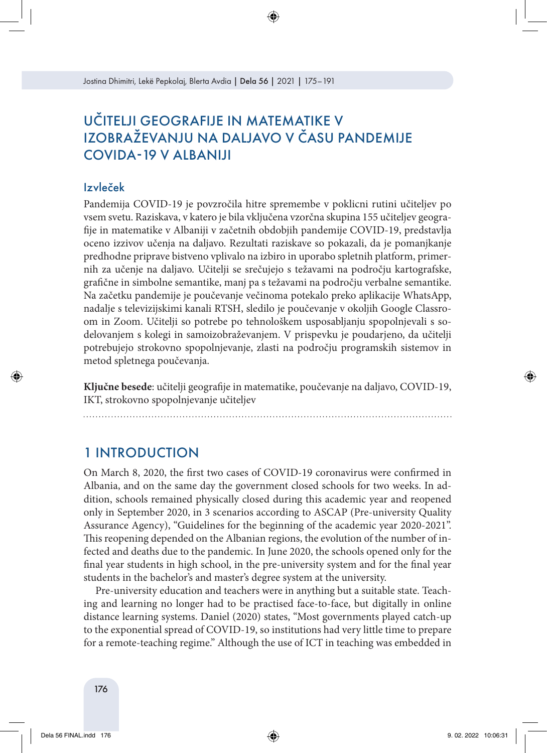# UČITELJI GEOGRAFIJE IN MATEMATIKE V IZOBRAŽEVANJU NA DALJAVO V ČASU PANDEMIJE COVIDA-19 V ALBANIJI

## Izvleček

Pandemija COVID-19 je povzročila hitre spremembe v poklicni rutini učiteljev po vsem svetu. Raziskava, v katero je bila vključena vzorčna skupina 155 učiteljev geografije in matematike v Albaniji v začetnih obdobjih pandemije COVID-19, predstavlja oceno izzivov učenja na daljavo. Rezultati raziskave so pokazali, da je pomanjkanje predhodne priprave bistveno vplivalo na izbiro in uporabo spletnih platform, primernih za učenje na daljavo. Učitelji se srečujejo s težavami na področju kartografske, grafične in simbolne semantike, manj pa s težavami na področju verbalne semantike. Na začetku pandemije je poučevanje večinoma potekalo preko aplikacije WhatsApp, nadalje s televizijskimi kanali RTSH, sledilo je poučevanje v okoljih Google Classroom in Zoom. Učitelji so potrebe po tehnološkem usposabljanju spopolnjevali s sodelovanjem s kolegi in samoizobraževanjem. V prispevku je poudarjeno, da učitelji potrebujejo strokovno spopolnjevanje, zlasti na področju programskih sistemov in metod spletnega poučevanja.

**Ključne besede**: učitelji geografije in matematike, poučevanje na daljavo, COVID-19, IKT, strokovno spopolnjevanje učiteljev

## 1 INTRODUCTION

On March 8, 2020, the first two cases of COVID-19 coronavirus were confirmed in Albania, and on the same day the government closed schools for two weeks. In addition, schools remained physically closed during this academic year and reopened only in September 2020, in 3 scenarios according to ASCAP (Pre-university Quality Assurance Agency), "Guidelines for the beginning of the academic year 2020-2021". This reopening depended on the Albanian regions, the evolution of the number of infected and deaths due to the pandemic. In June 2020, the schools opened only for the final year students in high school, in the pre-university system and for the final year students in the bachelor's and master's degree system at the university.

Pre-university education and teachers were in anything but a suitable state. Teaching and learning no longer had to be practised face-to-face, but digitally in online distance learning systems. Daniel (2020) states, "Most governments played catch-up to the exponential spread of COVID-19, so institutions had very little time to prepare for a remote-teaching regime." Although the use of ICT in teaching was embedded in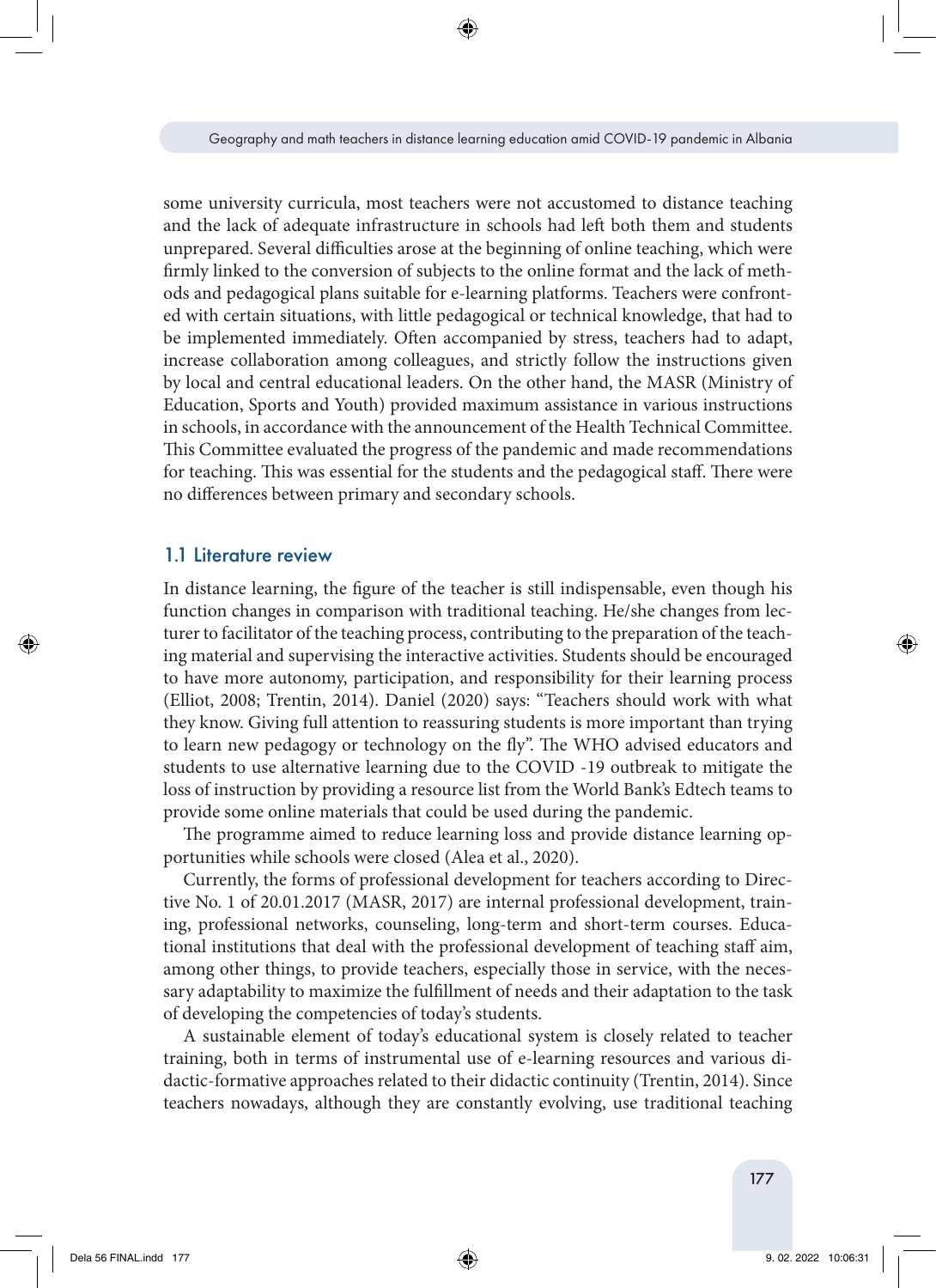some university curricula, most teachers were not accustomed to distance teaching and the lack of adequate infrastructure in schools had left both them and students unprepared. Several difficulties arose at the beginning of online teaching, which were firmly linked to the conversion of subjects to the online format and the lack of methods and pedagogical plans suitable for e-learning platforms. Teachers were confronted with certain situations, with little pedagogical or technical knowledge, that had to be implemented immediately. Often accompanied by stress, teachers had to adapt, increase collaboration among colleagues, and strictly follow the instructions given by local and central educational leaders. On the other hand, the MASR (Ministry of Education, Sports and Youth) provided maximum assistance in various instructions in schools, in accordance with the announcement of the Health Technical Committee. This Committee evaluated the progress of the pandemic and made recommendations for teaching. This was essential for the students and the pedagogical staff. There were no differences between primary and secondary schools.

## 1.1 Literature review

In distance learning, the figure of the teacher is still indispensable, even though his function changes in comparison with traditional teaching. He/she changes from lecturer to facilitator of the teaching process, contributing to the preparation of the teaching material and supervising the interactive activities. Students should be encouraged to have more autonomy, participation, and responsibility for their learning process (Elliot, 2008; Trentin, 2014). Daniel (2020) says: "Teachers should work with what they know. Giving full attention to reassuring students is more important than trying to learn new pedagogy or technology on the fly". The WHO advised educators and students to use alternative learning due to the COVID -19 outbreak to mitigate the loss of instruction by providing a resource list from the World Bank's Edtech teams to provide some online materials that could be used during the pandemic.

The programme aimed to reduce learning loss and provide distance learning opportunities while schools were closed (Alea et al., 2020).

Currently, the forms of professional development for teachers according to Directive No. 1 of 20.01.2017 (MASR, 2017) are internal professional development, training, professional networks, counseling, long-term and short-term courses. Educational institutions that deal with the professional development of teaching staff aim, among other things, to provide teachers, especially those in service, with the necessary adaptability to maximize the fulfillment of needs and their adaptation to the task of developing the competencies of today's students.

A sustainable element of today's educational system is closely related to teacher training, both in terms of instrumental use of e-learning resources and various didactic-formative approaches related to their didactic continuity (Trentin, 2014). Since teachers nowadays, although they are constantly evolving, use traditional teaching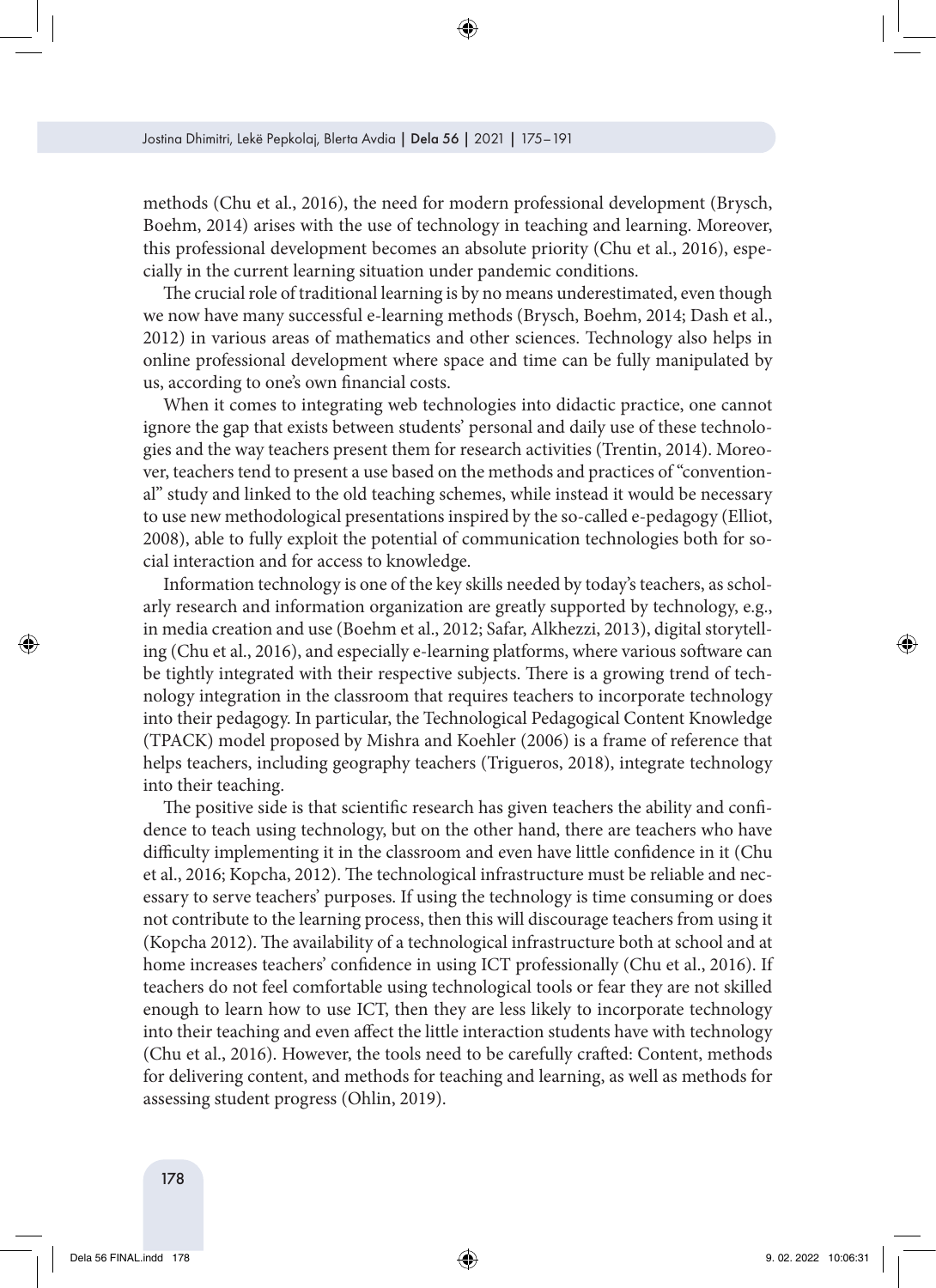methods (Chu et al., 2016), the need for modern professional development (Brysch, Boehm, 2014) arises with the use of technology in teaching and learning. Moreover, this professional development becomes an absolute priority (Chu et al., 2016), especially in the current learning situation under pandemic conditions.

The crucial role of traditional learning is by no means underestimated, even though we now have many successful e-learning methods (Brysch, Boehm, 2014; Dash et al., 2012) in various areas of mathematics and other sciences. Technology also helps in online professional development where space and time can be fully manipulated by us, according to one's own financial costs.

When it comes to integrating web technologies into didactic practice, one cannot ignore the gap that exists between students' personal and daily use of these technologies and the way teachers present them for research activities (Trentin, 2014). Moreover, teachers tend to present a use based on the methods and practices of "conventional" study and linked to the old teaching schemes, while instead it would be necessary to use new methodological presentations inspired by the so-called e-pedagogy (Elliot, 2008), able to fully exploit the potential of communication technologies both for social interaction and for access to knowledge.

Information technology is one of the key skills needed by today's teachers, as scholarly research and information organization are greatly supported by technology, e.g., in media creation and use (Boehm et al., 2012; Safar, Alkhezzi, 2013), digital storytelling (Chu et al., 2016), and especially e-learning platforms, where various software can be tightly integrated with their respective subjects. There is a growing trend of technology integration in the classroom that requires teachers to incorporate technology into their pedagogy. In particular, the Technological Pedagogical Content Knowledge (TPACK) model proposed by Mishra and Koehler (2006) is a frame of reference that helps teachers, including geography teachers (Trigueros, 2018), integrate technology into their teaching.

The positive side is that scientific research has given teachers the ability and confidence to teach using technology, but on the other hand, there are teachers who have difficulty implementing it in the classroom and even have little confidence in it (Chu et al., 2016; Kopcha, 2012). The technological infrastructure must be reliable and necessary to serve teachers' purposes. If using the technology is time consuming or does not contribute to the learning process, then this will discourage teachers from using it (Kopcha 2012). The availability of a technological infrastructure both at school and at home increases teachers' confidence in using ICT professionally (Chu et al., 2016). If teachers do not feel comfortable using technological tools or fear they are not skilled enough to learn how to use ICT, then they are less likely to incorporate technology into their teaching and even affect the little interaction students have with technology (Chu et al., 2016). However, the tools need to be carefully crafted: Content, methods for delivering content, and methods for teaching and learning, as well as methods for assessing student progress (Ohlin, 2019).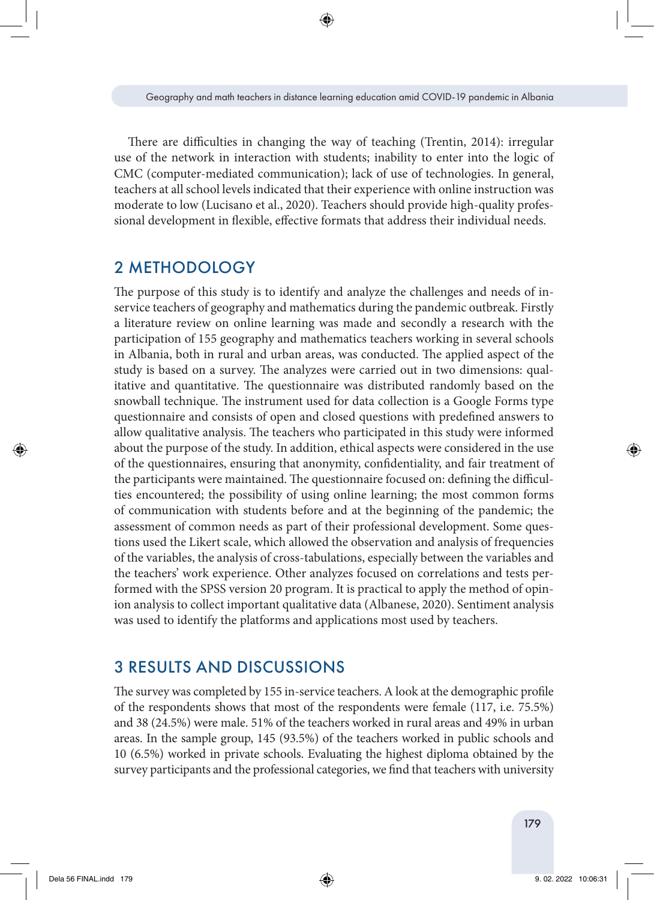There are difficulties in changing the way of teaching (Trentin, 2014): irregular use of the network in interaction with students; inability to enter into the logic of CMC (computer-mediated communication); lack of use of technologies. In general, teachers at all school levels indicated that their experience with online instruction was moderate to low (Lucisano et al., 2020). Teachers should provide high-quality professional development in flexible, effective formats that address their individual needs.

## 2 METHODOLOGY

The purpose of this study is to identify and analyze the challenges and needs of in-service teachers of geography and mathematics during the pandemic outbreak. Firstly a literature review on online learning was made and secondly a research with the participation of 155 geography and mathematics teachers working in several schools in Albania, both in rural and urban areas, was conducted. The applied aspect of the study is based on a survey. The analyzes were carried out in two dimensions: qualitative and quantitative. The questionnaire was distributed randomly based on the snowball technique. The instrument used for data collection is a Google Forms type questionnaire and consists of open and closed questions with predefined answers to allow qualitative analysis. The teachers who participated in this study were informed about the purpose of the study. In addition, ethical aspects were considered in the use of the questionnaires, ensuring that anonymity, confidentiality, and fair treatment of the participants were maintained. The questionnaire focused on: defining the difficulties encountered; the possibility of using online learning; the most common forms of communication with students before and at the beginning of the pandemic; the assessment of common needs as part of their professional development. Some questions used the Likert scale, which allowed the observation and analysis of frequencies of the variables, the analysis of cross-tabulations, especially between the variables and the teachers' work experience. Other analyzes focused on correlations and tests performed with the SPSS version 20 program. It is practical to apply the method of opinion analysis to collect important qualitative data (Albanese, 2020). Sentiment analysis was used to identify the platforms and applications most used by teachers.

## 3 RESULTS AND DISCUSSIONS

The survey was completed by 155 in-service teachers. A look at the demographic profile of the respondents shows that most of the respondents were female (117, i.e. 75.5%) and 38 (24.5%) were male. 51% of the teachers worked in rural areas and 49% in urban areas. In the sample group, 145 (93.5%) of the teachers worked in public schools and 10 (6.5%) worked in private schools. Evaluating the highest diploma obtained by the survey participants and the professional categories, we find that teachers with university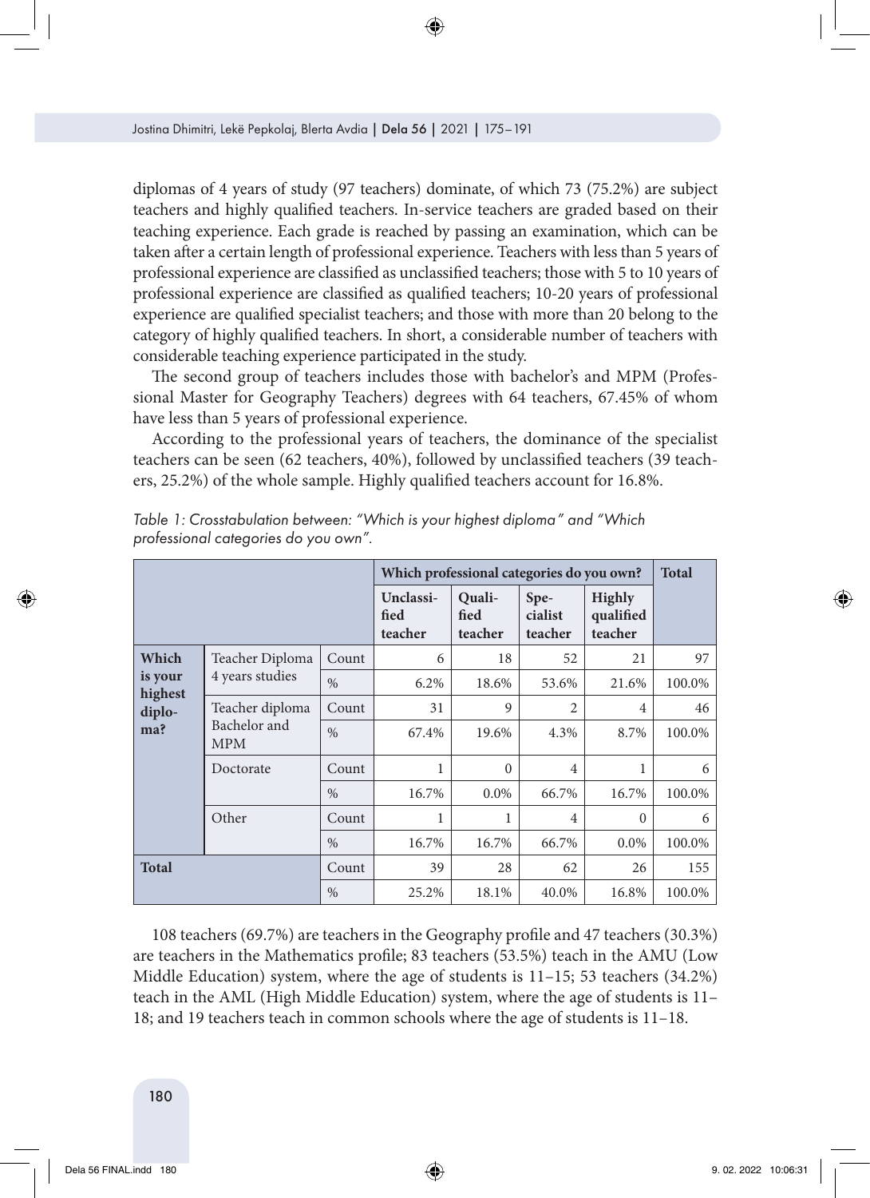diplomas of 4 years of study (97 teachers) dominate, of which 73 (75.2%) are subject teachers and highly qualified teachers. In-service teachers are graded based on their teaching experience. Each grade is reached by passing an examination, which can be taken after a certain length of professional experience. Teachers with less than 5 years of professional experience are classified as unclassified teachers; those with 5 to 10 years of professional experience are classified as qualified teachers; 10-20 years of professional experience are qualified specialist teachers; and those with more than 20 belong to the category of highly qualified teachers. In short, a considerable number of teachers with considerable teaching experience participated in the study.

The second group of teachers includes those with bachelor's and MPM (Professional Master for Geography Teachers) degrees with 64 teachers, 67.45% of whom have less than 5 years of professional experience.

According to the professional years of teachers, the dominance of the specialist teachers can be seen (62 teachers, 40%), followed by unclassified teachers (39 teachers, 25.2%) of the whole sample. Highly qualified teachers account for 16.8%.

*Table 1: Crosstabulation between: "Which is your highest diploma" and "Which professional categories do you own".*

| | | | Which professional categories do you own? | | | | Total |
|---|---|---|---|---|---|---|---|
| | | | Unclassified teacher | Qualified teacher | Specialist teacher | Highly qualified teacher | |
| **Which is your highest diploma?** | Teacher Diploma 4 years studies | Count | 6 | 18 | 52 | 21 | 97 |
| | | % | 6.2% | 18.6% | 53.6% | 21.6% | 100.0% |
| | Teacher diploma Bachelor and MPM | Count | 31 | 9 | 2 | 4 | 46 |
| | | % | 67.4% | 19.6% | 4.3% | 8.7% | 100.0% |
| | Doctorate | Count | 1 | 0 | 4 | 1 | 6 |
| | | % | 16.7% | 0.0% | 66.7% | 16.7% | 100.0% |
| | Other | Count | 1 | 1 | 4 | 0 | 6 |
| | | % | 16.7% | 16.7% | 66.7% | 0.0% | 100.0% |
| **Total** | | Count | 39 | 28 | 62 | 26 | 155 |
| | | % | 25.2% | 18.1% | 40.0% | 16.8% | 100.0% |

108 teachers (69.7%) are teachers in the Geography profile and 47 teachers (30.3%) are teachers in the Mathematics profile; 83 teachers (53.5%) teach in the AMU (Low Middle Education) system, where the age of students is 11–15; 53 teachers (34.2%) teach in the AML (High Middle Education) system, where the age of students is 11–18; and 19 teachers teach in common schools where the age of students is 11–18.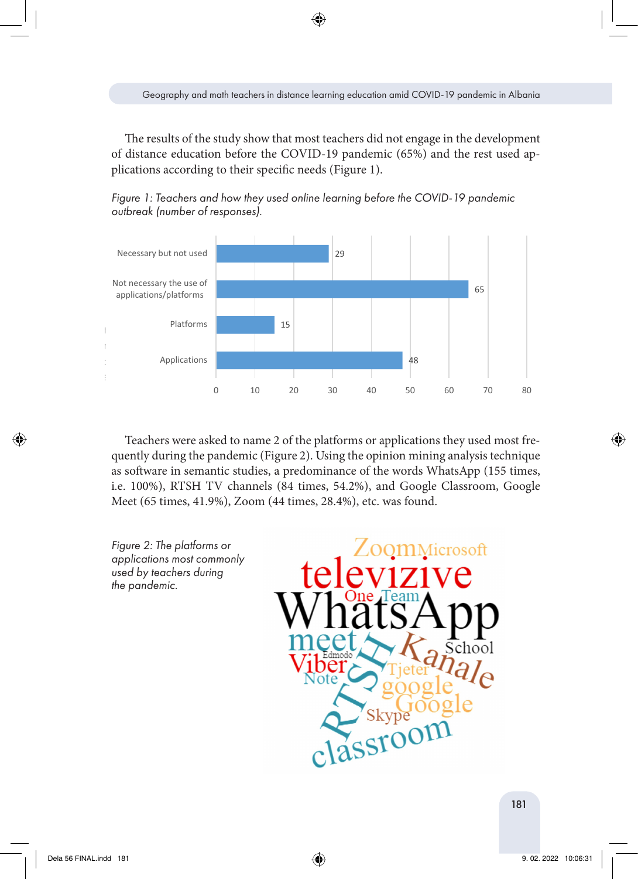The results of the study show that most teachers did not engage in the development of distance education before the COVID-19 pandemic (65%) and the rest used applications according to their specific needs (Figure 1).

*Figure 1: Teachers and how they used online learning before the COVID-19 pandemic outbreak (number of responses).*

| Category | Number of responses |
|---|---|
| Necessary but not used | 29 |
| Not necessary the use of applications/platforms | 65 |
| Platforms | 15 |
| Applications | 48 |

Teachers were asked to name 2 of the platforms or applications they used most frequently during the pandemic (Figure 2). Using the opinion mining analysis technique as software in semantic studies, a predominance of the words WhatsApp (155 times, i.e. 100%), RTSH TV channels (84 times, 54.2%), and Google Classroom, Google Meet (65 times, 41.9%), Zoom (44 times, 28.4%), etc. was found.

*Figure 2: The platforms or applications most commonly used by teachers during the pandemic.*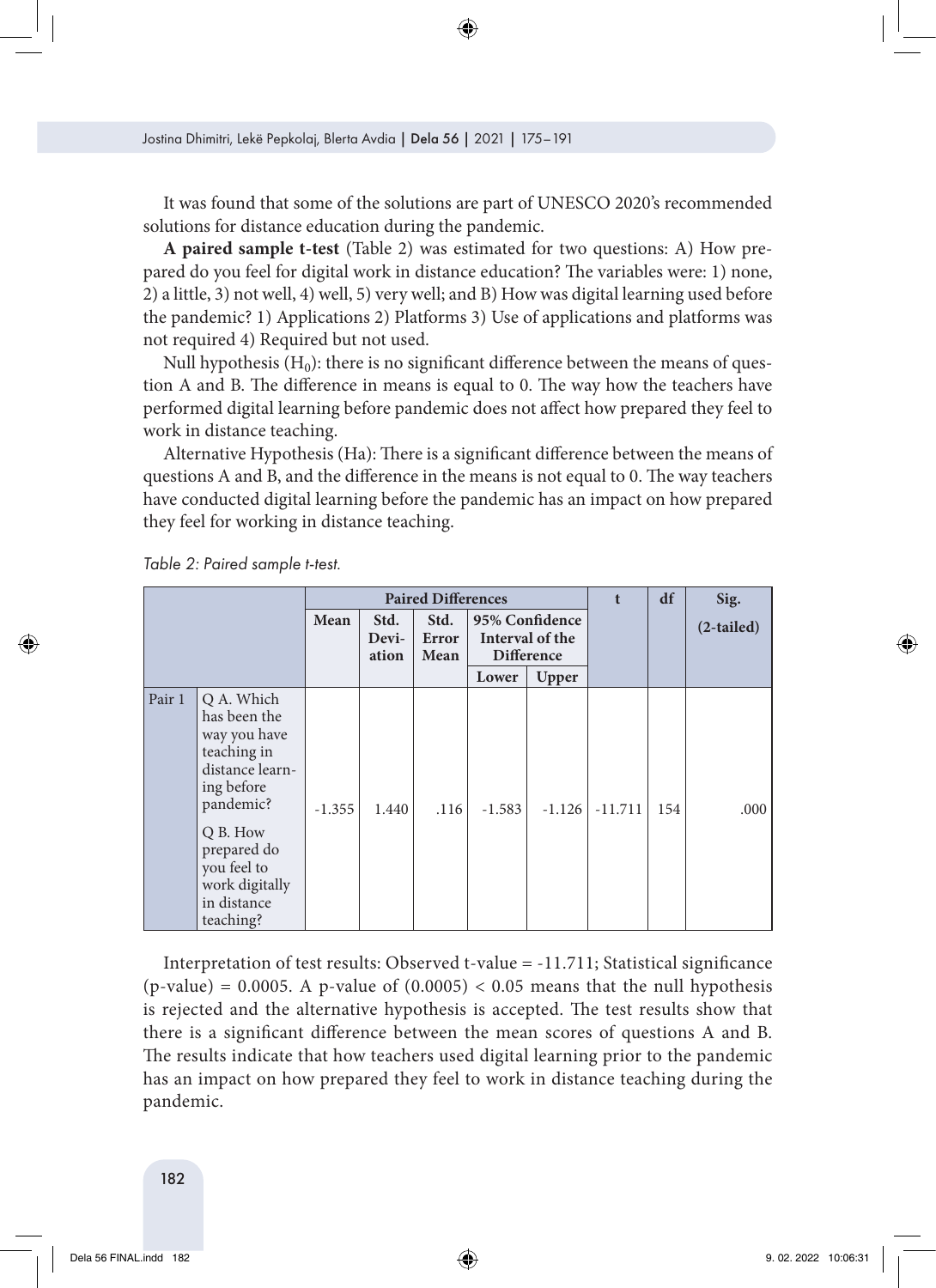It was found that some of the solutions are part of UNESCO 2020's recommended solutions for distance education during the pandemic.

**A paired sample t-test** (Table 2) was estimated for two questions: A) How prepared do you feel for digital work in distance education? The variables were: 1) none, 2) a little, 3) not well, 4) well, 5) very well; and B) How was digital learning used before the pandemic? 1) Applications 2) Platforms 3) Use of applications and platforms was not required 4) Required but not used.

Null hypothesis ($H_0$): there is no significant difference between the means of question A and B. The difference in means is equal to 0. The way how the teachers have performed digital learning before pandemic does not affect how prepared they feel to work in distance teaching.

Alternative Hypothesis (Ha): There is a significant difference between the means of questions A and B, and the difference in the means is not equal to 0. The way teachers have conducted digital learning before the pandemic has an impact on how prepared they feel for working in distance teaching.

*Table 2: Paired sample t-test.*

| | | Paired Differences | | | | | t | df | Sig. (2-tailed) |
|---|---|---|---|---|---|---|---|---|---|
| | | Mean | Std. Deviation | Std. Error Mean | 95% Confidence Interval of the Difference | | | | |
| | | | | | Lower | Upper | | | |
| Pair 1 | Q A. Which has been the way you have teaching in distance learning before pandemic? Q B. How prepared do you feel to work digitally in distance teaching? | -1.355 | 1.440 | .116 | -1.583 | -1.126 | -11.711 | 154 | .000 |

Interpretation of test results: Observed t-value = -11.711; Statistical significance (p-value) = 0.0005. A p-value of (0.0005) < 0.05 means that the null hypothesis is rejected and the alternative hypothesis is accepted. The test results show that there is a significant difference between the mean scores of questions A and B. The results indicate that how teachers used digital learning prior to the pandemic has an impact on how prepared they feel to work in distance teaching during the pandemic.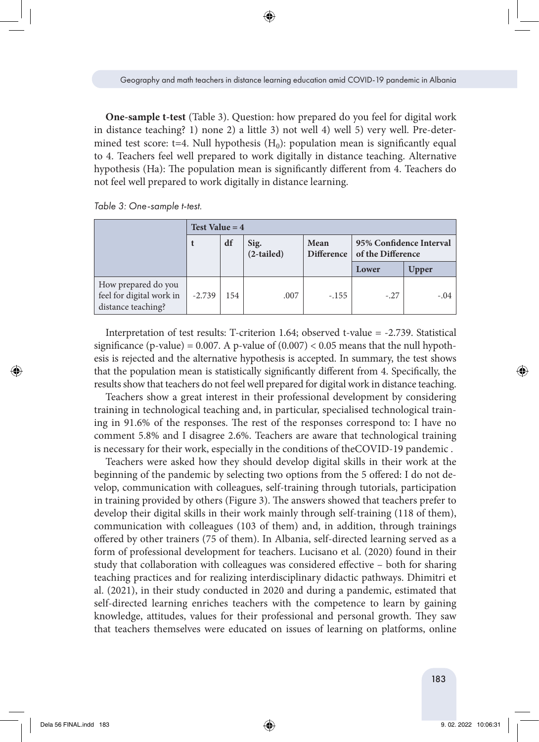**One-sample t-test** (Table 3). Question: how prepared do you feel for digital work in distance teaching? 1) none 2) a little 3) not well 4) well 5) very well. Pre-determined test score: t=4. Null hypothesis ($H_0$): population mean is significantly equal to 4. Teachers feel well prepared to work digitally in distance teaching. Alternative hypothesis (Ha): The population mean is significantly different from 4. Teachers do not feel well prepared to work digitally in distance learning.

*Table 3: One-sample t-test.*

| | Test Value = 4 | | | | | |
|---|---|---|---|---|---|---|
| | t | df | Sig. (2-tailed) | Mean Difference | 95% Confidence Interval of the Difference | |
| | | | | | Lower | Upper |
| How prepared do you feel for digital work in distance teaching? | -2.739 | 154 | .007 | -.155 | -.27 | -.04 |

Interpretation of test results: T-criterion 1.64; observed t-value = -2.739. Statistical significance (p-value) = 0.007. A p-value of (0.007) < 0.05 means that the null hypothesis is rejected and the alternative hypothesis is accepted. In summary, the test shows that the population mean is statistically significantly different from 4. Specifically, the results show that teachers do not feel well prepared for digital work in distance teaching.

Teachers show a great interest in their professional development by considering training in technological teaching and, in particular, specialised technological training in 91.6% of the responses. The rest of the responses correspond to: I have no comment 5.8% and I disagree 2.6%. Teachers are aware that technological training is necessary for their work, especially in the conditions of theCOVID-19 pandemic .

Teachers were asked how they should develop digital skills in their work at the beginning of the pandemic by selecting two options from the 5 offered: I do not develop, communication with colleagues, self-training through tutorials, participation in training provided by others (Figure 3). The answers showed that teachers prefer to develop their digital skills in their work mainly through self-training (118 of them), communication with colleagues (103 of them) and, in addition, through trainings offered by other trainers (75 of them). In Albania, self-directed learning served as a form of professional development for teachers. Lucisano et al. (2020) found in their study that collaboration with colleagues was considered effective – both for sharing teaching practices and for realizing interdisciplinary didactic pathways. Dhimitri et al. (2021), in their study conducted in 2020 and during a pandemic, estimated that self-directed learning enriches teachers with the competence to learn by gaining knowledge, attitudes, values for their professional and personal growth. They saw that teachers themselves were educated on issues of learning on platforms, online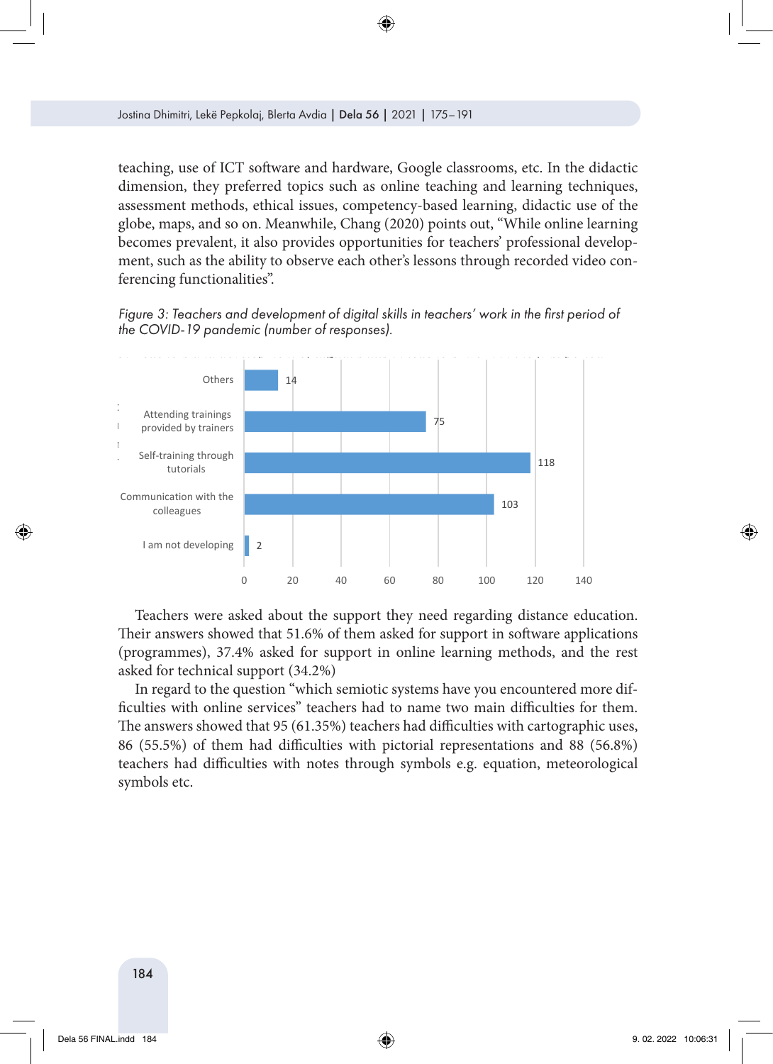teaching, use of ICT software and hardware, Google classrooms, etc. In the didactic dimension, they preferred topics such as online teaching and learning techniques, assessment methods, ethical issues, competency-based learning, didactic use of the globe, maps, and so on. Meanwhile, Chang (2020) points out, "While online learning becomes prevalent, it also provides opportunities for teachers' professional development, such as the ability to observe each other's lessons through recorded video conferencing functionalities".

*Figure 3: Teachers and development of digital skills in teachers' work in the first period of the COVID-19 pandemic (number of responses).*

| Category | Number of responses |
|---|---|
| Others | 14 |
| Attending trainings provided by trainers | 75 |
| Self-training through tutorials | 118 |
| Communication with the colleagues | 103 |
| I am not developing | 2 |

Teachers were asked about the support they need regarding distance education. Their answers showed that 51.6% of them asked for support in software applications (programmes), 37.4% asked for support in online learning methods, and the rest asked for technical support (34.2%)

In regard to the question "which semiotic systems have you encountered more difficulties with online services" teachers had to name two main difficulties for them. The answers showed that 95 (61.35%) teachers had difficulties with cartographic uses, 86 (55.5%) of them had difficulties with pictorial representations and 88 (56.8%) teachers had difficulties with notes through symbols e.g. equation, meteorological symbols etc.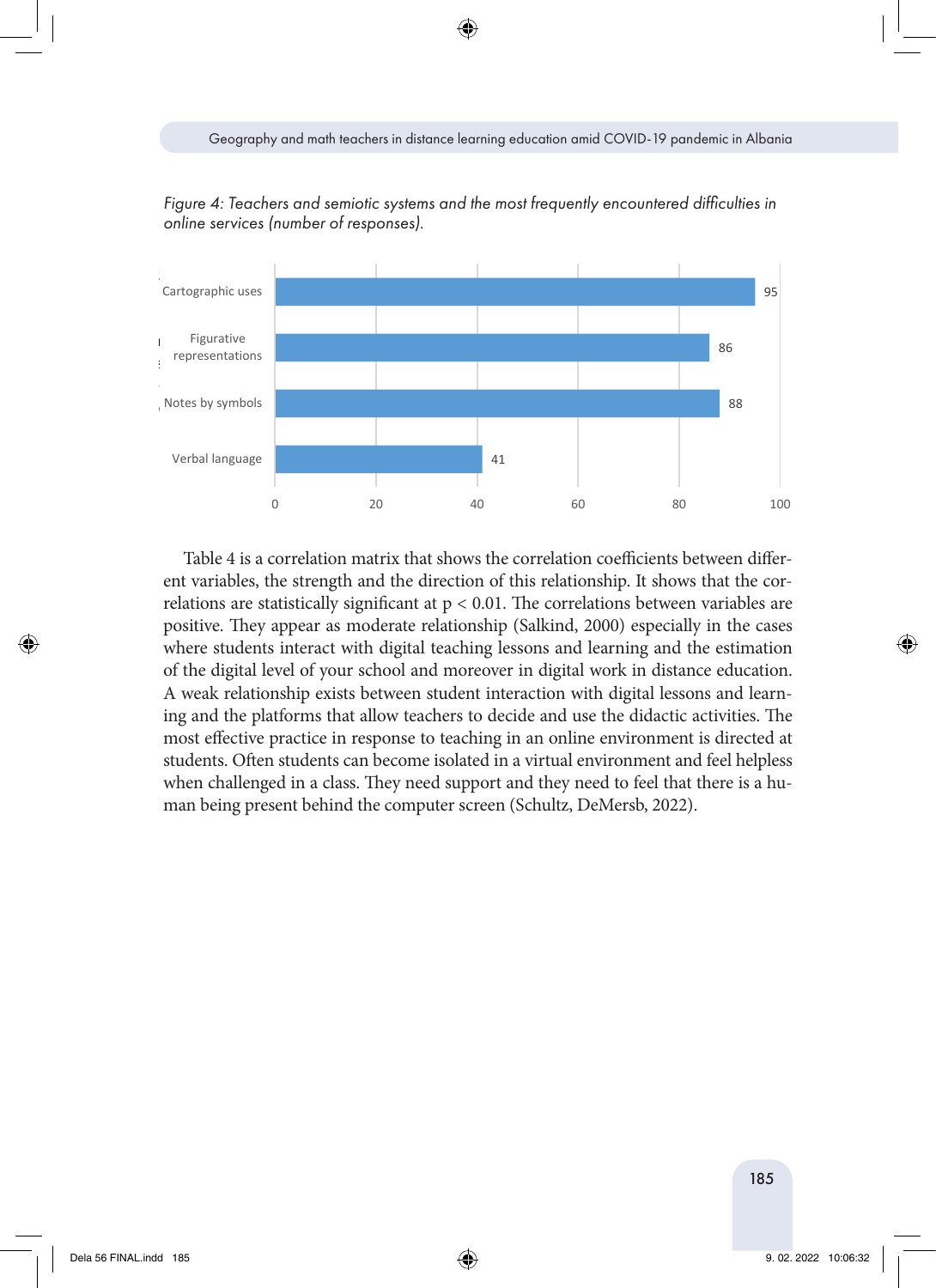*Figure 4: Teachers and semiotic systems and the most frequently encountered difficulties in online services (number of responses).*

| Category | Number of responses |
|---|---|
| Cartographic uses | 95 |
| Figurative representations | 86 |
| Notes by symbols | 88 |
| Verbal language | 41 |

Table 4 is a correlation matrix that shows the correlation coefficients between different variables, the strength and the direction of this relationship. It shows that the correlations are statistically significant at $p < 0.01$. The correlations between variables are positive. They appear as moderate relationship (Salkind, 2000) especially in the cases where students interact with digital teaching lessons and learning and the estimation of the digital level of your school and moreover in digital work in distance education. A weak relationship exists between student interaction with digital lessons and learning and the platforms that allow teachers to decide and use the didactic activities. The most effective practice in response to teaching in an online environment is directed at students. Often students can become isolated in a virtual environment and feel helpless when challenged in a class. They need support and they need to feel that there is a human being present behind the computer screen (Schultz, DeMersb, 2022).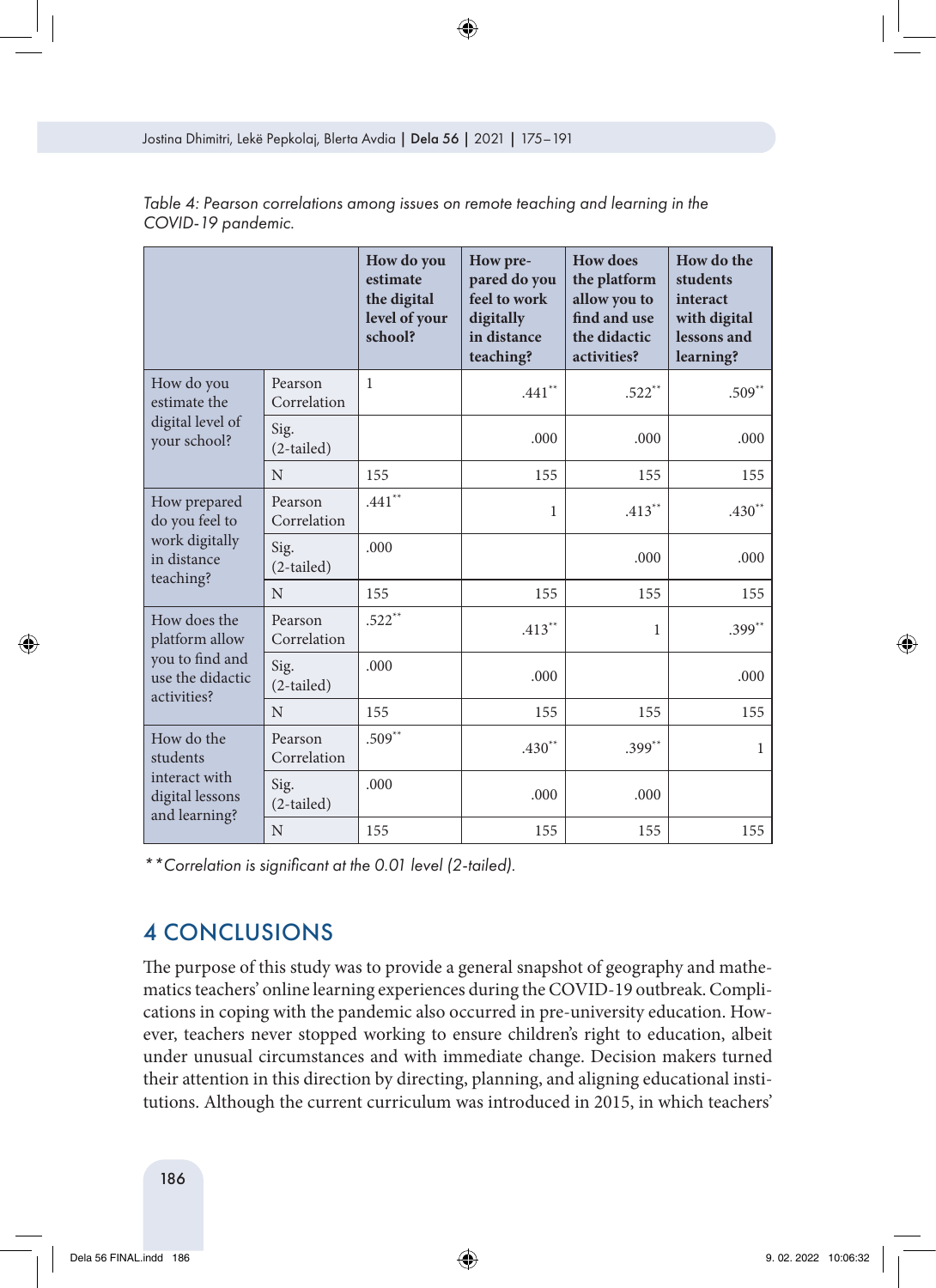*Table 4: Pearson correlations among issues on remote teaching and learning in the COVID-19 pandemic.*

| | | How do you estimate the digital level of your school? | How prepared do you feel to work digitally in distance teaching? | How does the platform allow you to find and use the didactic activities? | How do the students interact with digital lessons and learning? |
|---|---|---|---|---|---|
| How do you estimate the digital level of your school? | Pearson Correlation | 1 | .441** | .522** | .509** |
| | Sig. (2-tailed) | | .000 | .000 | .000 |
| | N | 155 | 155 | 155 | 155 |
| How prepared do you feel to work digitally in distance teaching? | Pearson Correlation | .441** | 1 | .413** | .430** |
| | Sig. (2-tailed) | .000 | | .000 | .000 |
| | N | 155 | 155 | 155 | 155 |
| How does the platform allow you to find and use the didactic activities? | Pearson Correlation | .522** | .413** | 1 | .399** |
| | Sig. (2-tailed) | .000 | .000 | | .000 |
| | N | 155 | 155 | 155 | 155 |
| How do the students interact with digital lessons and learning? | Pearson Correlation | .509** | .430** | .399** | 1 |
| | Sig. (2-tailed) | .000 | .000 | .000 | |
| | N | 155 | 155 | 155 | 155 |

*\*\*Correlation is significant at the 0.01 level (2-tailed).*

## 4 CONCLUSIONS

The purpose of this study was to provide a general snapshot of geography and mathematics teachers' online learning experiences during the COVID-19 outbreak. Complications in coping with the pandemic also occurred in pre-university education. However, teachers never stopped working to ensure children's right to education, albeit under unusual circumstances and with immediate change. Decision makers turned their attention in this direction by directing, planning, and aligning educational institutions. Although the current curriculum was introduced in 2015, in which teachers'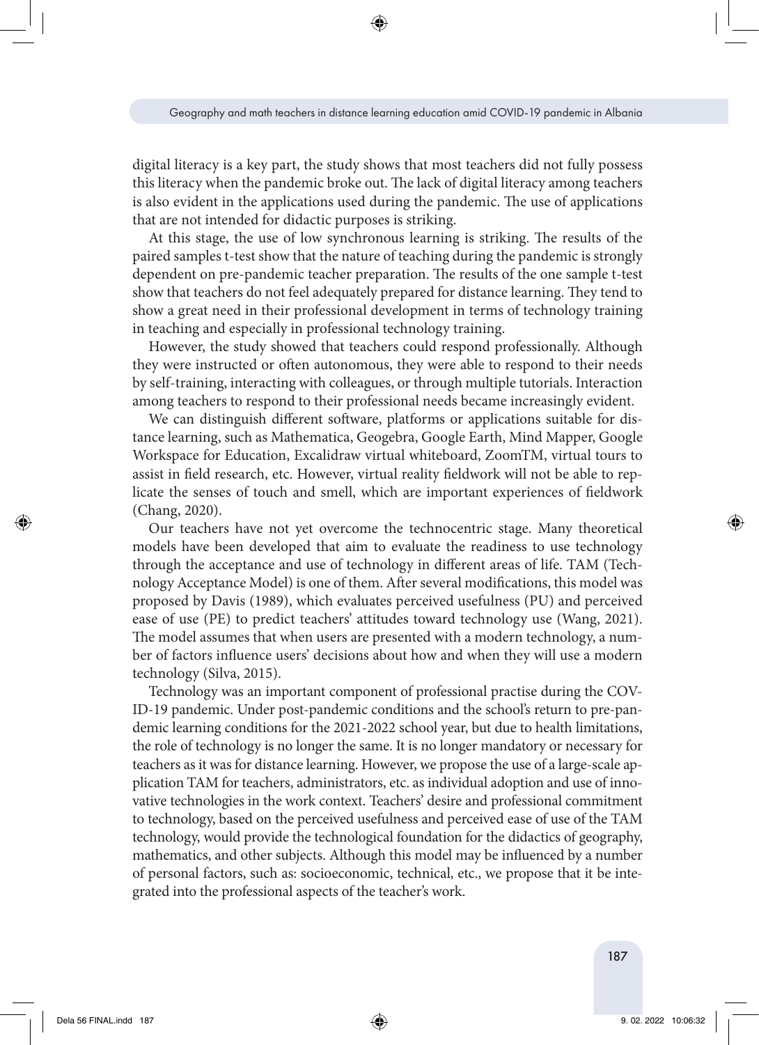digital literacy is a key part, the study shows that most teachers did not fully possess this literacy when the pandemic broke out. The lack of digital literacy among teachers is also evident in the applications used during the pandemic. The use of applications that are not intended for didactic purposes is striking.

At this stage, the use of low synchronous learning is striking. The results of the paired samples t-test show that the nature of teaching during the pandemic is strongly dependent on pre-pandemic teacher preparation. The results of the one sample t-test show that teachers do not feel adequately prepared for distance learning. They tend to show a great need in their professional development in terms of technology training in teaching and especially in professional technology training.

However, the study showed that teachers could respond professionally. Although they were instructed or often autonomous, they were able to respond to their needs by self-training, interacting with colleagues, or through multiple tutorials. Interaction among teachers to respond to their professional needs became increasingly evident.

We can distinguish different software, platforms or applications suitable for distance learning, such as Mathematica, Geogebra, Google Earth, Mind Mapper, Google Workspace for Education, Excalidraw virtual whiteboard, ZoomTM, virtual tours to assist in field research, etc. However, virtual reality fieldwork will not be able to replicate the senses of touch and smell, which are important experiences of fieldwork (Chang, 2020).

Our teachers have not yet overcome the technocentric stage. Many theoretical models have been developed that aim to evaluate the readiness to use technology through the acceptance and use of technology in different areas of life. TAM (Technology Acceptance Model) is one of them. After several modifications, this model was proposed by Davis (1989), which evaluates perceived usefulness (PU) and perceived ease of use (PE) to predict teachers' attitudes toward technology use (Wang, 2021). The model assumes that when users are presented with a modern technology, a number of factors influence users' decisions about how and when they will use a modern technology (Silva, 2015).

Technology was an important component of professional practise during the COVID-19 pandemic. Under post-pandemic conditions and the school's return to pre-pandemic learning conditions for the 2021-2022 school year, but due to health limitations, the role of technology is no longer the same. It is no longer mandatory or necessary for teachers as it was for distance learning. However, we propose the use of a large-scale application TAM for teachers, administrators, etc. as individual adoption and use of innovative technologies in the work context. Teachers' desire and professional commitment to technology, based on the perceived usefulness and perceived ease of use of the TAM technology, would provide the technological foundation for the didactics of geography, mathematics, and other subjects. Although this model may be influenced by a number of personal factors, such as: socioeconomic, technical, etc., we propose that it be integrated into the professional aspects of the teacher's work.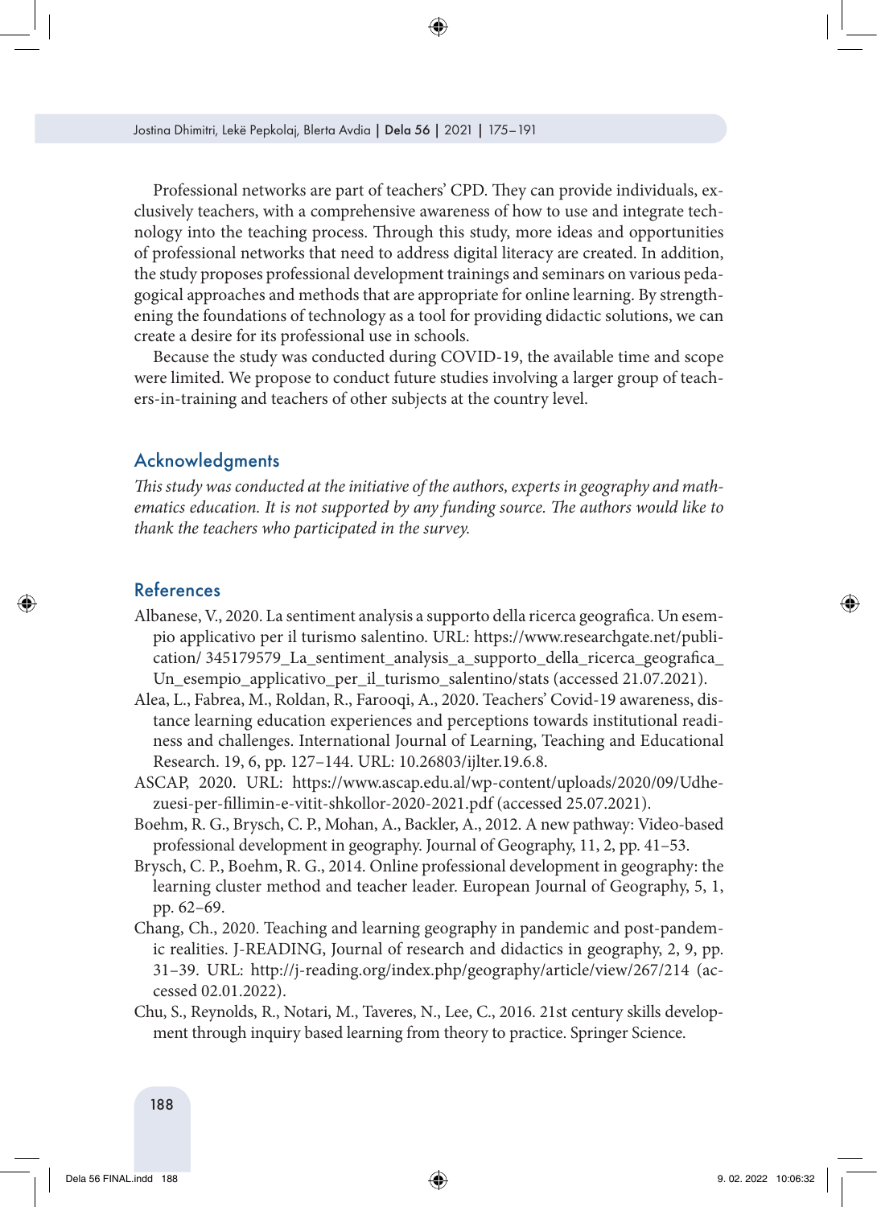Professional networks are part of teachers' CPD. They can provide individuals, exclusively teachers, with a comprehensive awareness of how to use and integrate technology into the teaching process. Through this study, more ideas and opportunities of professional networks that need to address digital literacy are created. In addition, the study proposes professional development trainings and seminars on various pedagogical approaches and methods that are appropriate for online learning. By strengthening the foundations of technology as a tool for providing didactic solutions, we can create a desire for its professional use in schools.

Because the study was conducted during COVID-19, the available time and scope were limited. We propose to conduct future studies involving a larger group of teachers-in-training and teachers of other subjects at the country level.

## Acknowledgments

*This study was conducted at the initiative of the authors, experts in geography and mathematics education. It is not supported by any funding source. The authors would like to thank the teachers who participated in the survey.*

## References

Albanese, V., 2020. La sentiment analysis a supporto della ricerca geografica. Un esempio applicativo per il turismo salentino. URL: https://www.researchgate.net/publication/ 345179579_La_sentiment_analysis_a_supporto_della_ricerca_geografica_Un_esempio_applicativo_per_il_turismo_salentino/stats (accessed 21.07.2021).

Alea, L., Fabrea, M., Roldan, R., Farooqi, A., 2020. Teachers' Covid-19 awareness, distance learning education experiences and perceptions towards institutional readiness and challenges. International Journal of Learning, Teaching and Educational Research. 19, 6, pp. 127–144. URL: 10.26803/ijlter.19.6.8.

ASCAP, 2020. URL: https://www.ascap.edu.al/wp-content/uploads/2020/09/Udhezuesi-per-fillimin-e-vitit-shkollor-2020-2021.pdf (accessed 25.07.2021).

Boehm, R. G., Brysch, C. P., Mohan, A., Backler, A., 2012. A new pathway: Video-based professional development in geography. Journal of Geography, 11, 2, pp. 41–53.

Brysch, C. P., Boehm, R. G., 2014. Online professional development in geography: the learning cluster method and teacher leader. European Journal of Geography, 5, 1, pp. 62–69.

Chang, Ch., 2020. Teaching and learning geography in pandemic and post-pandemic realities. J-READING, Journal of research and didactics in geography, 2, 9, pp. 31–39. URL: http://j-reading.org/index.php/geography/article/view/267/214 (accessed 02.01.2022).

Chu, S., Reynolds, R., Notari, M., Taveres, N., Lee, C., 2016. 21st century skills development through inquiry based learning from theory to practice. Springer Science.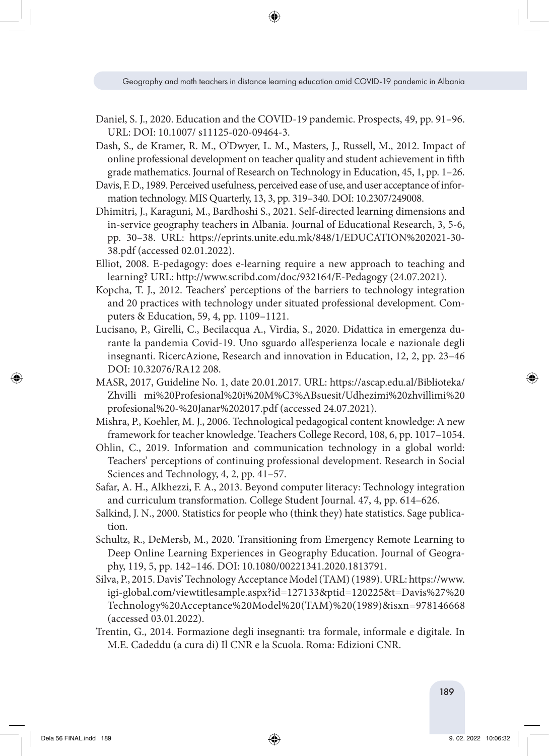Daniel, S. J., 2020. Education and the COVID-19 pandemic. Prospects, 49, pp. 91–96. URL: DOI: 10.1007/ s11125-020-09464-3.

Dash, S., de Kramer, R. M., O'Dwyer, L. M., Masters, J., Russell, M., 2012. Impact of online professional development on teacher quality and student achievement in fifth grade mathematics. Journal of Research on Technology in Education, 45, 1, pp. 1–26.

Davis, F. D., 1989. Perceived usefulness, perceived ease of use, and user acceptance of information technology. MIS Quarterly, 13, 3, pp. 319–340. DOI: 10.2307/249008.

Dhimitri, J., Karaguni, M., Bardhoshi S., 2021. Self-directed learning dimensions and in-service geography teachers in Albania. Journal of Educational Research, 3, 5-6, pp. 30–38. URL: https://eprints.unite.edu.mk/848/1/EDUCATION%202021-30-38.pdf (accessed 02.01.2022).

Elliot, 2008. E-pedagogy: does e-learning require a new approach to teaching and learning? URL: http://www.scribd.com/doc/932164/E-Pedagogy (24.07.2021).

Kopcha, T. J., 2012. Teachers' perceptions of the barriers to technology integration and 20 practices with technology under situated professional development. Computers & Education, 59, 4, pp. 1109–1121.

Lucisano, P., Girelli, C., Becilacqua A., Virdia, S., 2020. Didattica in emergenza durante la pandemia Covid-19. Uno sguardo all'esperienza locale e nazionale degli insegnanti. RicercAzione, Research and innovation in Education, 12, 2, pp. 23–46 DOI: 10.32076/RA12 208.

MASR, 2017, Guideline No. 1, date 20.01.2017. URL: https://ascap.edu.al/Biblioteka/Zhvilli mi%20Profesional%20i%20M%C3%ABsuesit/Udhezimi%20zhvillimi%20profesional%20-%20Janar%202017.pdf (accessed 24.07.2021).

Mishra, P., Koehler, M. J., 2006. Technological pedagogical content knowledge: A new framework for teacher knowledge. Teachers College Record, 108, 6, pp. 1017–1054.

Ohlin, C., 2019. Information and communication technology in a global world: Teachers' perceptions of continuing professional development. Research in Social Sciences and Technology, 4, 2, pp. 41–57.

Safar, A. H., Alkhezzi, F. A., 2013. Beyond computer literacy: Technology integration and curriculum transformation. College Student Journal. 47, 4, pp. 614–626.

Salkind, J. N., 2000. Statistics for people who (think they) hate statistics. Sage publication.

Schultz, R., DeMersb, M., 2020. Transitioning from Emergency Remote Learning to Deep Online Learning Experiences in Geography Education. Journal of Geography, 119, 5, pp. 142–146. DOI: 10.1080/00221341.2020.1813791.

Silva, P., 2015. Davis' Technology Acceptance Model (TAM) (1989). URL: https://www.igi-global.com/viewtitlesample.aspx?id=127133&ptid=120225&t=Davis%27%20Technology%20Acceptance%20Model%20(TAM)%20(1989)&isxn=978146668 (accessed 03.01.2022).

Trentin, G., 2014. Formazione degli insegnanti: tra formale, informale e digitale. In M.E. Cadeddu (a cura di) Il CNR e la Scuola. Roma: Edizioni CNR.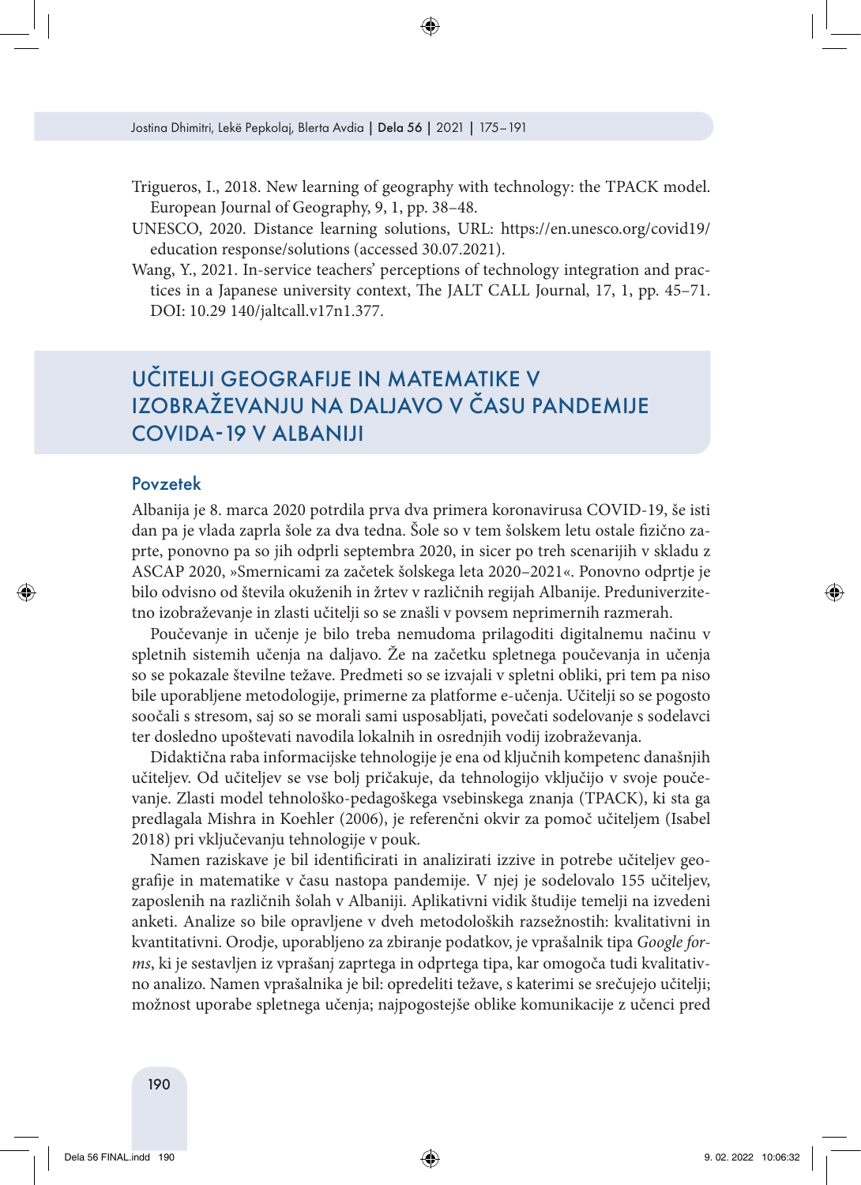Trigueros, I., 2018. New learning of geography with technology: the TPACK model. European Journal of Geography, 9, 1, pp. 38–48.

UNESCO, 2020. Distance learning solutions, URL: https://en.unesco.org/covid19/education response/solutions (accessed 30.07.2021).

Wang, Y., 2021. In-service teachers' perceptions of technology integration and practices in a Japanese university context, The JALT CALL Journal, 17, 1, pp. 45–71. DOI: 10.29 140/jaltcall.v17n1.377.

# UČITELJI GEOGRAFIJE IN MATEMATIKE V IZOBRAŽEVANJU NA DALJAVO V ČASU PANDEMIJE COVIDA-19 V ALBANIJI

## Povzetek

Albanija je 8. marca 2020 potrdila prva dva primera koronavirusa COVID-19, še isti dan pa je vlada zaprla šole za dva tedna. Šole so v tem šolskem letu ostale fizično zaprte, ponovno pa so jih odprli septembra 2020, in sicer po treh scenarijih v skladu z ASCAP 2020, »Smernicami za začetek šolskega leta 2020–2021«. Ponovno odprtje je bilo odvisno od števila okuženih in žrtev v različnih regijah Albanije. Preduniverzitetno izobraževanje in zlasti učitelji so se znašli v povsem neprimernih razmerah.

Poučevanje in učenje je bilo treba nemudoma prilagoditi digitalnemu načinu v spletnih sistemih učenja na daljavo. Že na začetku spletnega poučevanja in učenja so se pokazale številne težave. Predmeti so se izvajali v spletni obliki, pri tem pa niso bile uporabljene metodologije, primerne za platforme e-učenja. Učitelji so se pogosto soočali s stresom, saj so se morali sami usposabljati, povečati sodelovanje s sodelavci ter dosledno upoštevati navodila lokalnih in osrednjih vodij izobraževanja.

Didaktična raba informacijske tehnologije je ena od ključnih kompetenc današnjih učiteljev. Od učiteljev se vse bolj pričakuje, da tehnologijo vključijo v svoje poučevanje. Zlasti model tehnološko-pedagoškega vsebinskega znanja (TPACK), ki sta ga predlagala Mishra in Koehler (2006), je referenčni okvir za pomoč učiteljem (Isabel 2018) pri vključevanju tehnologije v pouk.

Namen raziskave je bil identificirati in analizirati izzive in potrebe učiteljev geografije in matematike v času nastopa pandemije. V njej je sodelovalo 155 učiteljev, zaposlenih na različnih šolah v Albaniji. Aplikativni vidik študije temelji na izvedeni anketi. Analize so bile opravljene v dveh metodoloških razsežnostih: kvalitativni in kvantitativni. Orodje, uporabljeno za zbiranje podatkov, je vprašalnik tipa *Google forms*, ki je sestavljen iz vprašanj zaprtega in odprtega tipa, kar omogoča tudi kvalitativno analizo. Namen vprašalnika je bil: opredeliti težave, s katerimi se srečujejo učitelji; možnost uporabe spletnega učenja; najpogostejše oblike komunikacije z učenci pred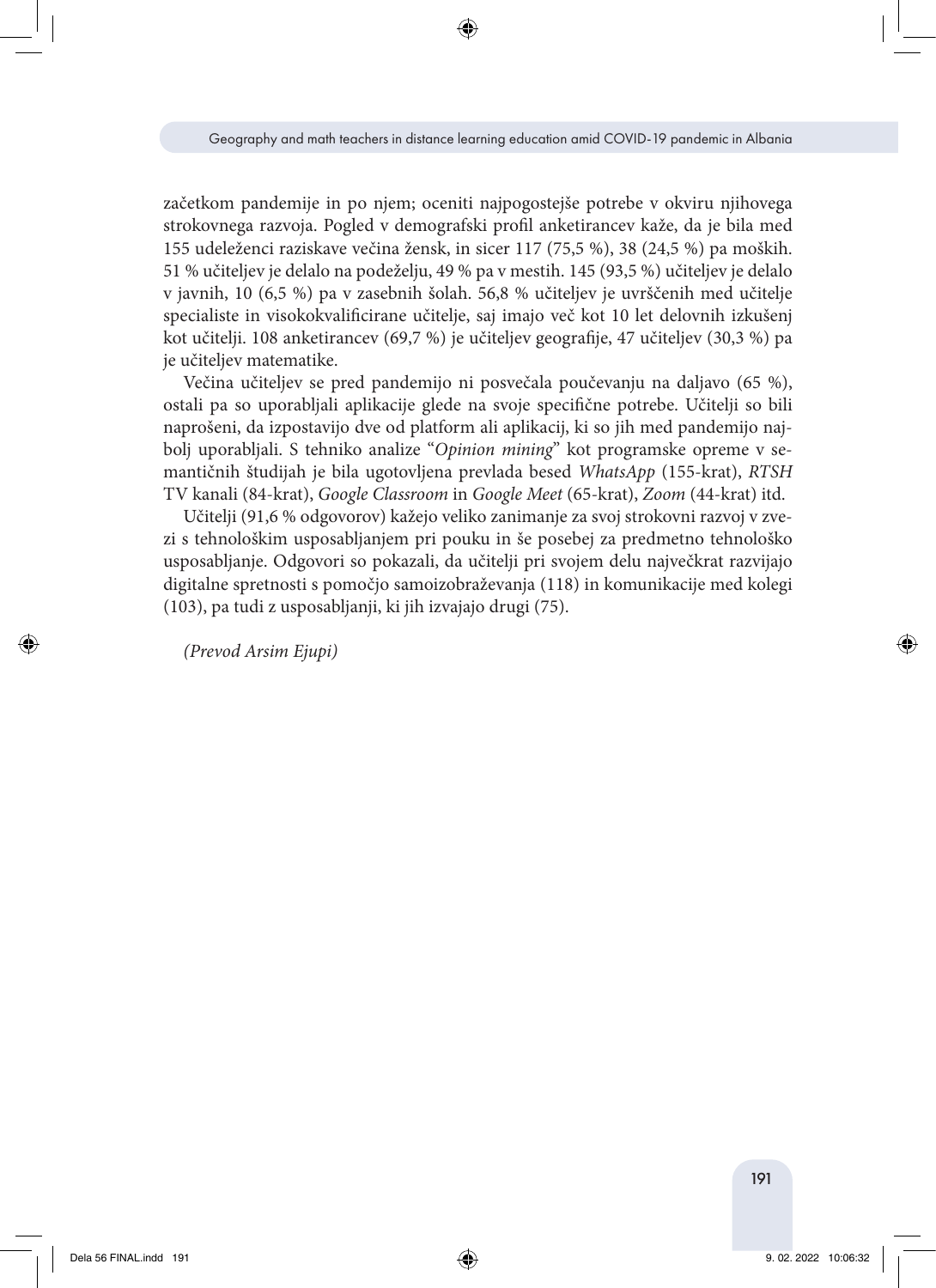začetkom pandemije in po njem; oceniti najpogostejše potrebe v okviru njihovega strokovnega razvoja. Pogled v demografski profil anketirancev kaže, da je bila med 155 udeleženci raziskave večina žensk, in sicer 117 (75,5 %), 38 (24,5 %) pa moških. 51 % učiteljev je delalo na podeželju, 49 % pa v mestih. 145 (93,5 %) učiteljev je delalo v javnih, 10 (6,5 %) pa v zasebnih šolah. 56,8 % učiteljev je uvrščenih med učitelje specialiste in visokokvalificirane učitelje, saj imajo več kot 10 let delovnih izkušenj kot učitelji. 108 anketirancev (69,7 %) je učiteljev geografije, 47 učiteljev (30,3 %) pa je učiteljev matematike.

Večina učiteljev se pred pandemijo ni posvečala poučevanju na daljavo (65 %), ostali pa so uporabljali aplikacije glede na svoje specifične potrebe. Učitelji so bili naprošeni, da izpostavijo dve od platform ali aplikacij, ki so jih med pandemijo najbolj uporabljali. S tehniko analize "*Opinion mining*" kot programske opreme v semantičnih študijah je bila ugotovljena prevlada besed *WhatsApp* (155-krat), *RTSH* TV kanali (84-krat), *Google Classroom* in *Google Meet* (65-krat), *Zoom* (44-krat) itd.

Učitelji (91,6 % odgovorov) kažejo veliko zanimanje za svoj strokovni razvoj v zvezi s tehnološkim usposabljanjem pri pouku in še posebej za predmetno tehnološko usposabljanje. Odgovori so pokazali, da učitelji pri svojem delu največkrat razvijajo digitalne spretnosti s pomočjo samoizobraževanja (118) in komunikacije med kolegi (103), pa tudi z usposabljanji, ki jih izvajajo drugi (75).

*(Prevod Arsim Ejupi)*